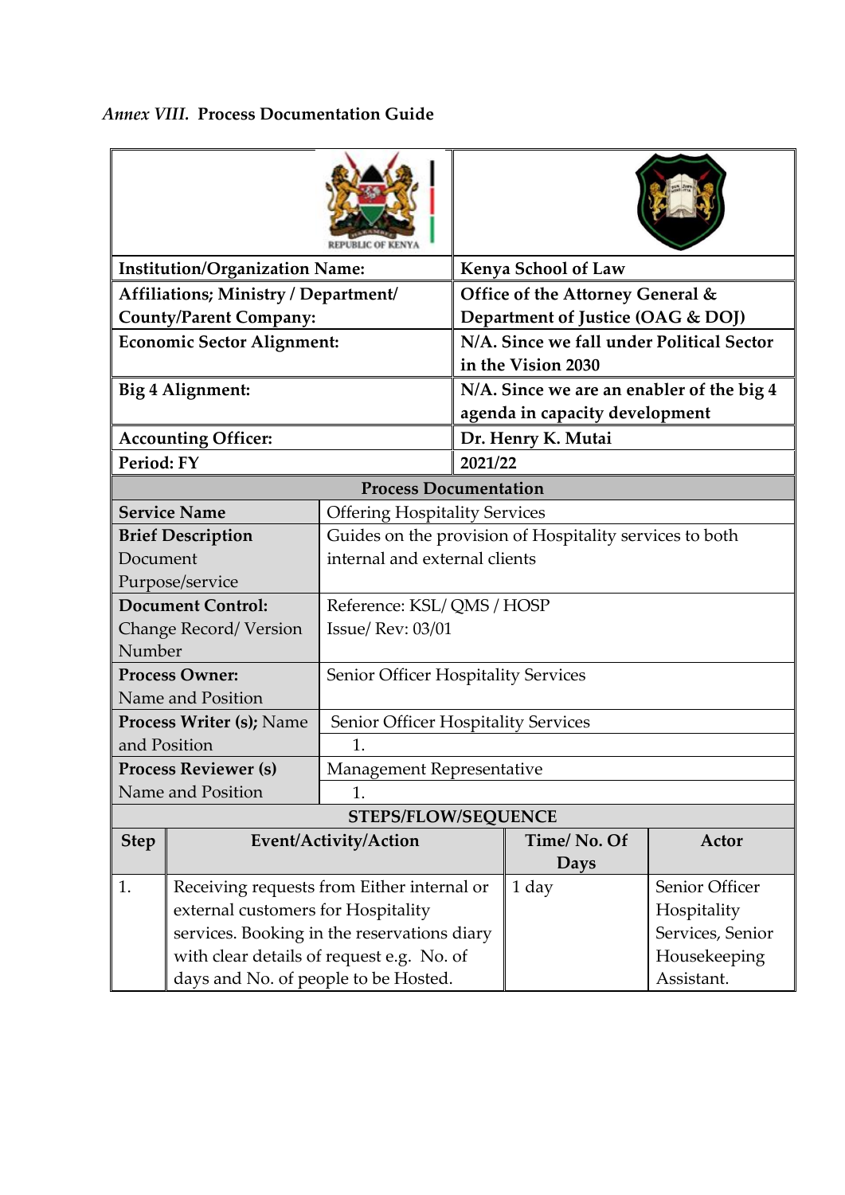*Annex VIII.* **Process Documentation Guide**

| | |
|---|---|
| **Institution/Organization Name:** | **Kenya School of Law** |
| **Affiliations; Ministry / Department/ County/Parent Company:** | **Office of the Attorney General & Department of Justice (OAG & DOJ)** |
| **Economic Sector Alignment:** | **N/A. Since we fall under Political Sector in the Vision 2030** |
| **Big 4 Alignment:** | **N/A. Since we are an enabler of the big 4 agenda in capacity development** |
| **Accounting Officer:** | **Dr. Henry K. Mutai** |
| **Period: FY** | **2021/22** |

**Process Documentation**

| | |
|---|---|
| **Service Name** | Offering Hospitality Services |
| **Brief Description** Document Purpose/service | Guides on the provision of Hospitality services to both internal and external clients |
| **Document Control:** Change Record/ Version Number | Reference: KSL/ QMS / HOSP<br>Issue/ Rev: 03/01 |
| **Process Owner:** Name and Position | Senior Officer Hospitality Services |
| **Process Writer (s);** Name and Position | Senior Officer Hospitality Services<br>1. |
| **Process Reviewer (s)** Name and Position | Management Representative<br>1. |

**STEPS/FLOW/SEQUENCE**

| Step | Event/Activity/Action | Time/ No. Of Days | Actor |
|---|---|---|---|
| 1. | Receiving requests from Either internal or external customers for Hospitality services. Booking in the reservations diary with clear details of request e.g. No. of days and No. of people to be Hosted. | 1 day | Senior Officer Hospitality Services, Senior Housekeeping Assistant. |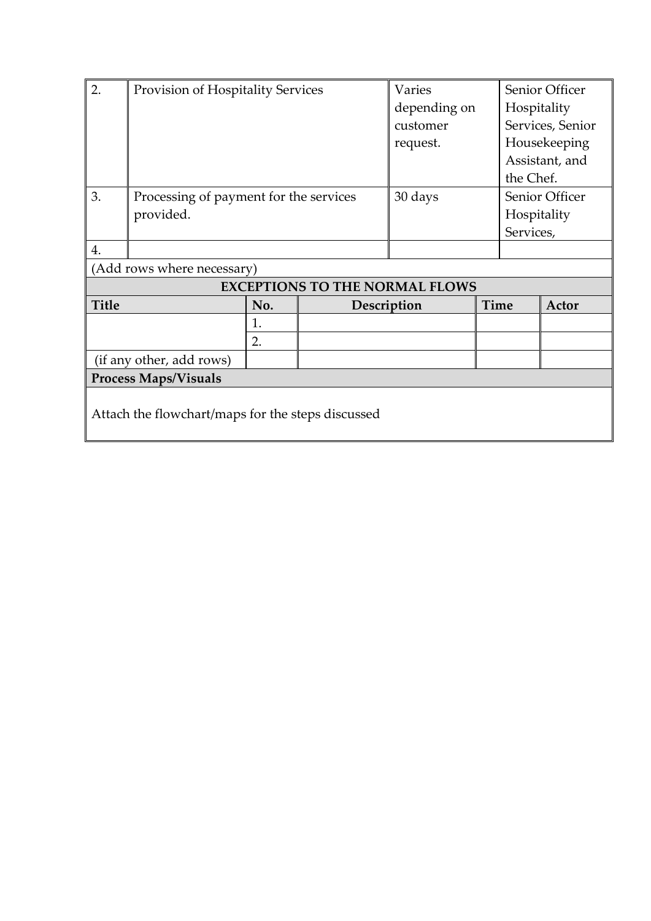| | | | |
|---|---|---|---|
| 2. | Provision of Hospitality Services | Varies depending on customer request. | Senior Officer Hospitality Services, Senior Housekeeping Assistant, and the Chef. |
| 3. | Processing of payment for the services provided. | 30 days | Senior Officer Hospitality Services, |
| 4. | | | |

(Add rows where necessary)

**EXCEPTIONS TO THE NORMAL FLOWS**

| Title | No. | Description | Time | Actor |
|---|---|---|---|---|
| | 1. | | | |
| | 2. | | | |
| (if any other, add rows) | | | | |

**Process Maps/Visuals**

Attach the flowchart/maps for the steps discussed